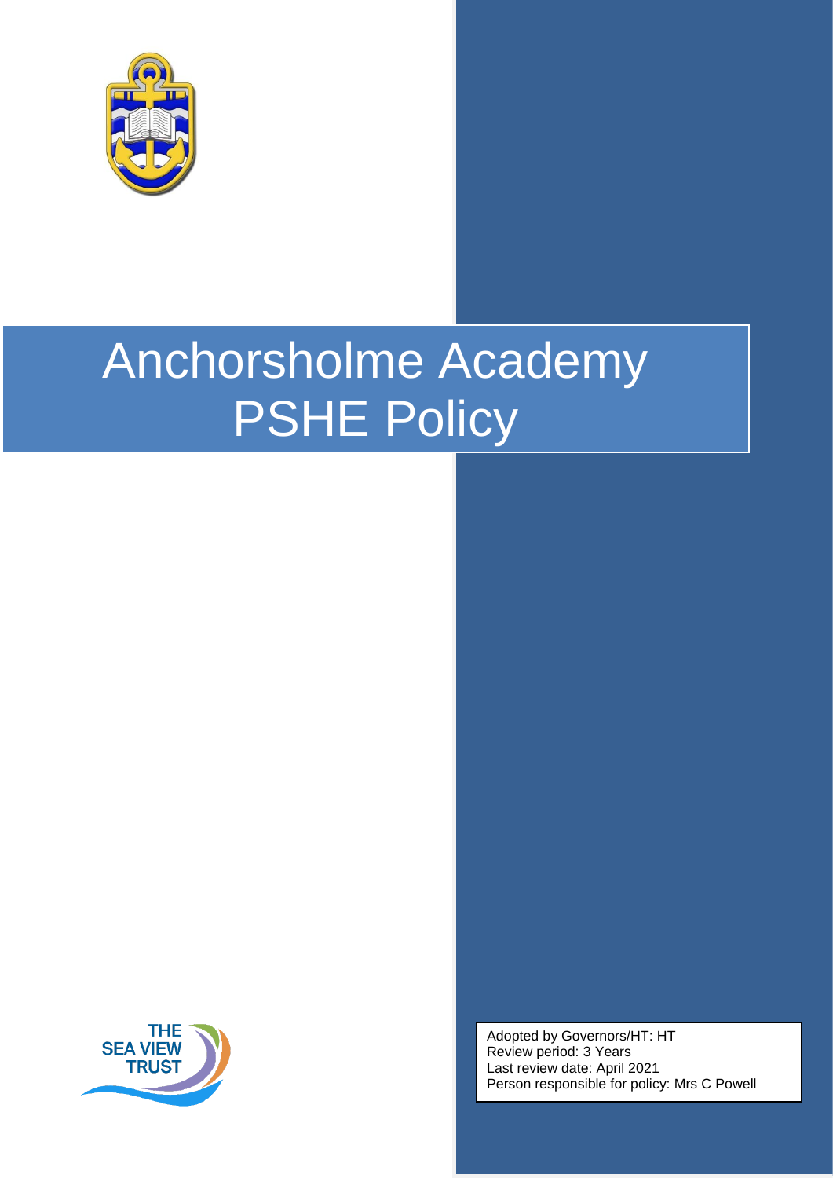# Anchorsholme Academy PSHE Policy

THE SEA VIEW TRUST

Adopted by Governors/HT: HT
Review period: 3 Years
Last review date: April 2021
Person responsible for policy: Mrs C Powell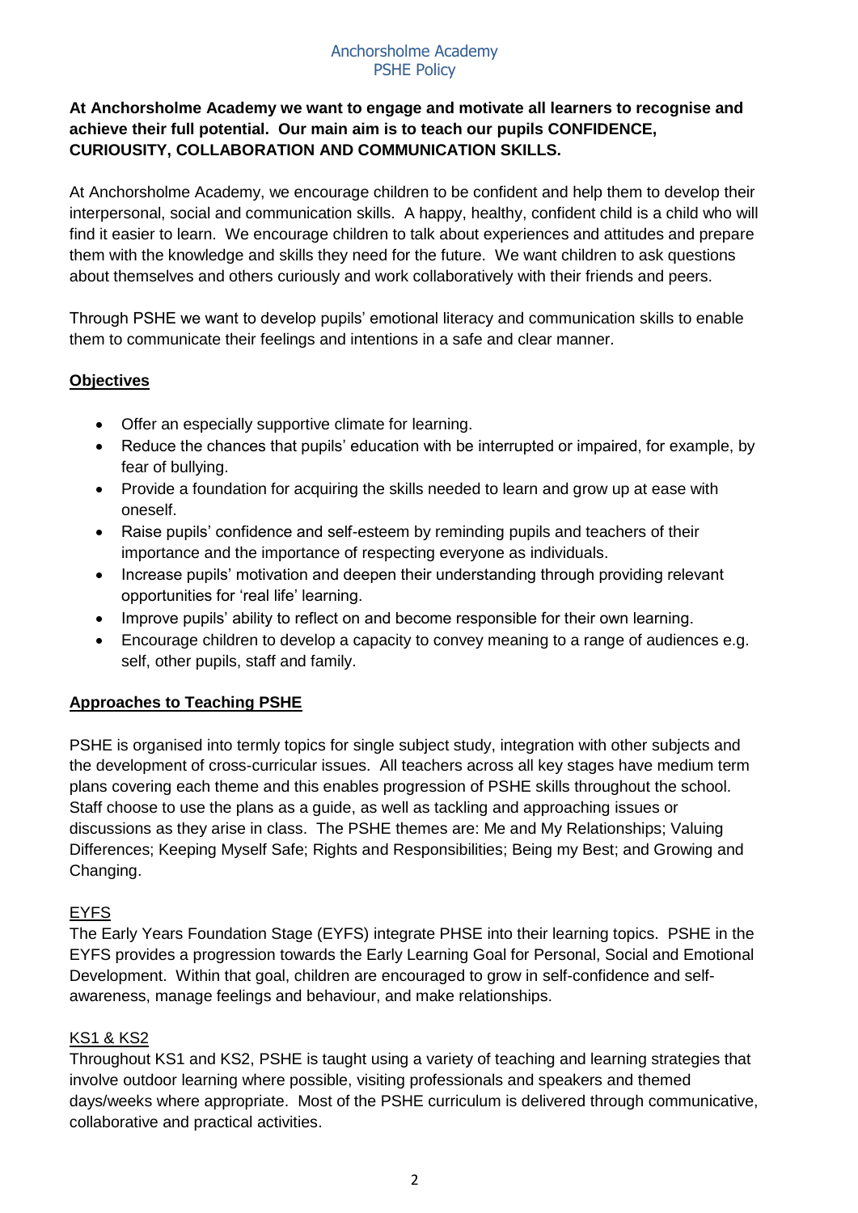Anchorsholme Academy
PSHE Policy

**At Anchorsholme Academy we want to engage and motivate all learners to recognise and achieve their full potential. Our main aim is to teach our pupils CONFIDENCE, CURIOUSITY, COLLABORATION AND COMMUNICATION SKILLS.**

At Anchorsholme Academy, we encourage children to be confident and help them to develop their interpersonal, social and communication skills. A happy, healthy, confident child is a child who will find it easier to learn. We encourage children to talk about experiences and attitudes and prepare them with the knowledge and skills they need for the future. We want children to ask questions about themselves and others curiously and work collaboratively with their friends and peers.

Through PSHE we want to develop pupils' emotional literacy and communication skills to enable them to communicate their feelings and intentions in a safe and clear manner.

## Objectives

- Offer an especially supportive climate for learning.
- Reduce the chances that pupils' education with be interrupted or impaired, for example, by fear of bullying.
- Provide a foundation for acquiring the skills needed to learn and grow up at ease with oneself.
- Raise pupils' confidence and self-esteem by reminding pupils and teachers of their importance and the importance of respecting everyone as individuals.
- Increase pupils' motivation and deepen their understanding through providing relevant opportunities for 'real life' learning.
- Improve pupils' ability to reflect on and become responsible for their own learning.
- Encourage children to develop a capacity to convey meaning to a range of audiences e.g. self, other pupils, staff and family.

## Approaches to Teaching PSHE

PSHE is organised into termly topics for single subject study, integration with other subjects and the development of cross-curricular issues. All teachers across all key stages have medium term plans covering each theme and this enables progression of PSHE skills throughout the school. Staff choose to use the plans as a guide, as well as tackling and approaching issues or discussions as they arise in class. The PSHE themes are: Me and My Relationships; Valuing Differences; Keeping Myself Safe; Rights and Responsibilities; Being my Best; and Growing and Changing.

### EYFS

The Early Years Foundation Stage (EYFS) integrate PHSE into their learning topics. PSHE in the EYFS provides a progression towards the Early Learning Goal for Personal, Social and Emotional Development. Within that goal, children are encouraged to grow in self-confidence and self-awareness, manage feelings and behaviour, and make relationships.

### KS1 & KS2

Throughout KS1 and KS2, PSHE is taught using a variety of teaching and learning strategies that involve outdoor learning where possible, visiting professionals and speakers and themed days/weeks where appropriate. Most of the PSHE curriculum is delivered through communicative, collaborative and practical activities.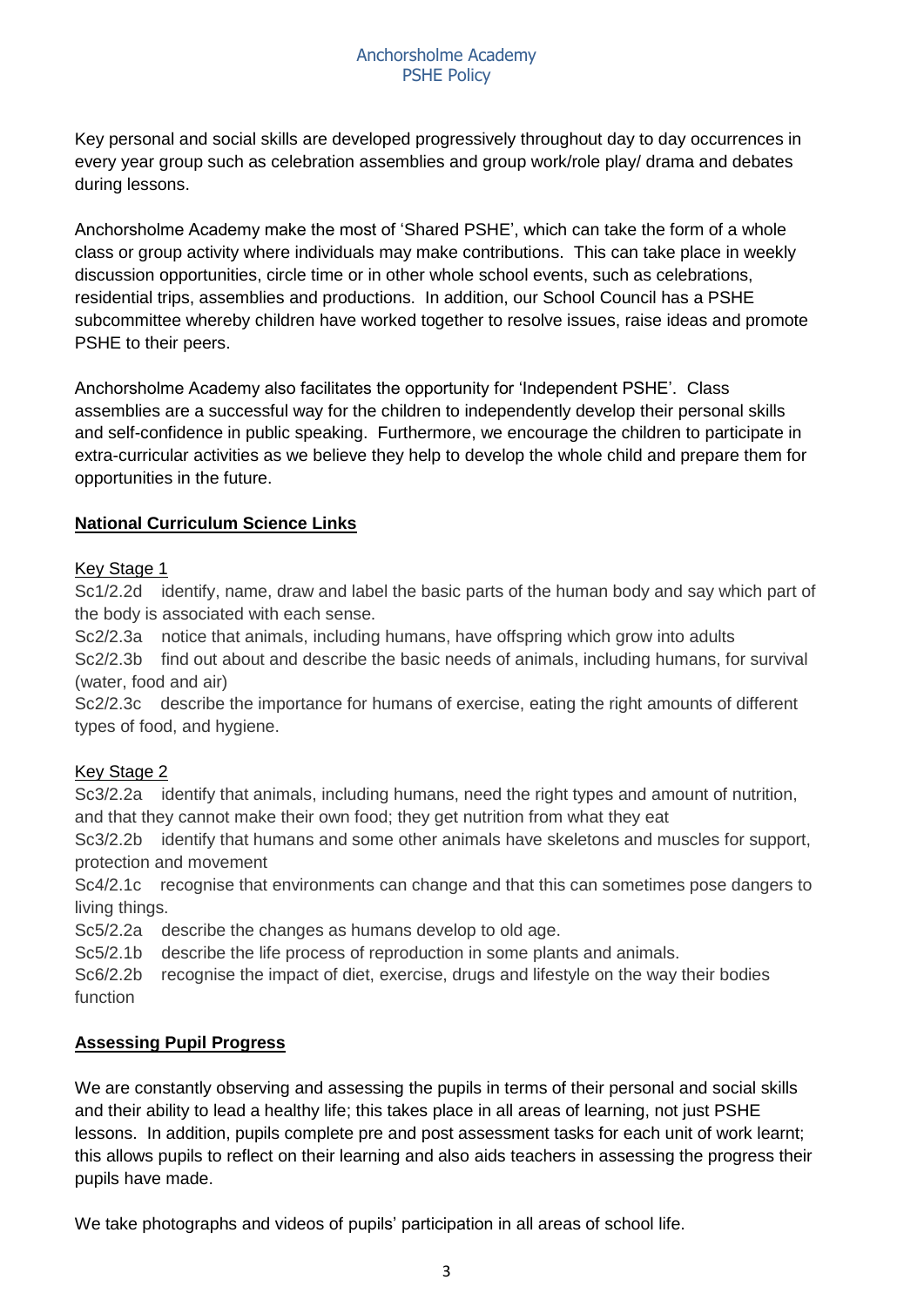Key personal and social skills are developed progressively throughout day to day occurrences in every year group such as celebration assemblies and group work/role play/ drama and debates during lessons.

Anchorsholme Academy make the most of 'Shared PSHE', which can take the form of a whole class or group activity where individuals may make contributions. This can take place in weekly discussion opportunities, circle time or in other whole school events, such as celebrations, residential trips, assemblies and productions. In addition, our School Council has a PSHE subcommittee whereby children have worked together to resolve issues, raise ideas and promote PSHE to their peers.

Anchorsholme Academy also facilitates the opportunity for 'Independent PSHE'. Class assemblies are a successful way for the children to independently develop their personal skills and self-confidence in public speaking. Furthermore, we encourage the children to participate in extra-curricular activities as we believe they help to develop the whole child and prepare them for opportunities in the future.

## National Curriculum Science Links

### Key Stage 1

Sc1/2.2d identify, name, draw and label the basic parts of the human body and say which part of the body is associated with each sense.
Sc2/2.3a notice that animals, including humans, have offspring which grow into adults
Sc2/2.3b find out about and describe the basic needs of animals, including humans, for survival (water, food and air)
Sc2/2.3c describe the importance for humans of exercise, eating the right amounts of different types of food, and hygiene.

### Key Stage 2

Sc3/2.2a identify that animals, including humans, need the right types and amount of nutrition, and that they cannot make their own food; they get nutrition from what they eat
Sc3/2.2b identify that humans and some other animals have skeletons and muscles for support, protection and movement
Sc4/2.1c recognise that environments can change and that this can sometimes pose dangers to living things.
Sc5/2.2a describe the changes as humans develop to old age.
Sc5/2.1b describe the life process of reproduction in some plants and animals.
Sc6/2.2b recognise the impact of diet, exercise, drugs and lifestyle on the way their bodies function

## Assessing Pupil Progress

We are constantly observing and assessing the pupils in terms of their personal and social skills and their ability to lead a healthy life; this takes place in all areas of learning, not just PSHE lessons. In addition, pupils complete pre and post assessment tasks for each unit of work learnt; this allows pupils to reflect on their learning and also aids teachers in assessing the progress their pupils have made.

We take photographs and videos of pupils' participation in all areas of school life.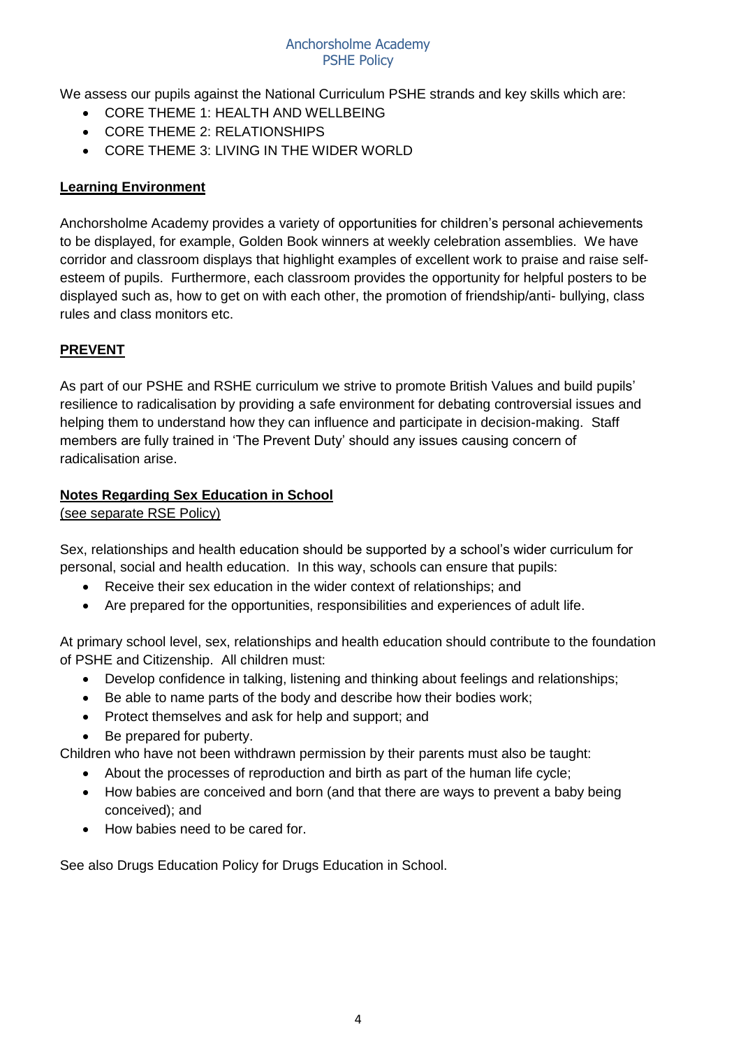We assess our pupils against the National Curriculum PSHE strands and key skills which are:

- CORE THEME 1: HEALTH AND WELLBEING
- CORE THEME 2: RELATIONSHIPS
- CORE THEME 3: LIVING IN THE WIDER WORLD

**Learning Environment**

Anchorsholme Academy provides a variety of opportunities for children's personal achievements to be displayed, for example, Golden Book winners at weekly celebration assemblies. We have corridor and classroom displays that highlight examples of excellent work to praise and raise self-esteem of pupils. Furthermore, each classroom provides the opportunity for helpful posters to be displayed such as, how to get on with each other, the promotion of friendship/anti- bullying, class rules and class monitors etc.

**PREVENT**

As part of our PSHE and RSHE curriculum we strive to promote British Values and build pupils' resilience to radicalisation by providing a safe environment for debating controversial issues and helping them to understand how they can influence and participate in decision-making. Staff members are fully trained in 'The Prevent Duty' should any issues causing concern of radicalisation arise.

**Notes Regarding Sex Education in School**
(see separate RSE Policy)

Sex, relationships and health education should be supported by a school's wider curriculum for personal, social and health education. In this way, schools can ensure that pupils:

- Receive their sex education in the wider context of relationships; and
- Are prepared for the opportunities, responsibilities and experiences of adult life.

At primary school level, sex, relationships and health education should contribute to the foundation of PSHE and Citizenship. All children must:

- Develop confidence in talking, listening and thinking about feelings and relationships;
- Be able to name parts of the body and describe how their bodies work;
- Protect themselves and ask for help and support; and
- Be prepared for puberty.

Children who have not been withdrawn permission by their parents must also be taught:

- About the processes of reproduction and birth as part of the human life cycle;
- How babies are conceived and born (and that there are ways to prevent a baby being conceived); and
- How babies need to be cared for.

See also Drugs Education Policy for Drugs Education in School.